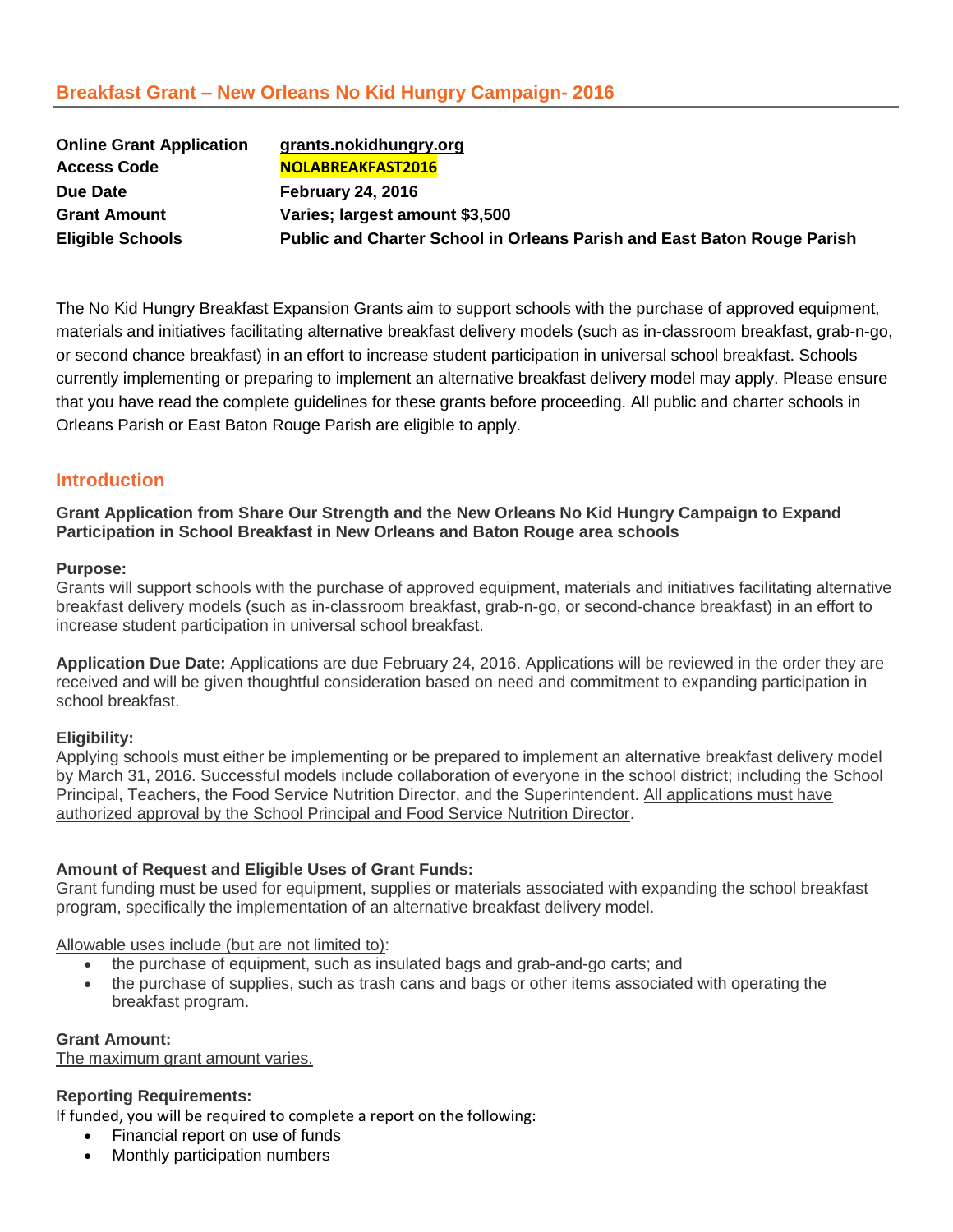## Breakfast Grant – New Orleans No Kid Hungry Campaign- 2016

| | |
|---|---|
| **Online Grant Application** | **grants.nokidhungry.org** |
| **Access Code** | **NOLABREAKFAST2016** |
| **Due Date** | **February 24, 2016** |
| **Grant Amount** | **Varies; largest amount $3,500** |
| **Eligible Schools** | **Public and Charter School in Orleans Parish and East Baton Rouge Parish** |

The No Kid Hungry Breakfast Expansion Grants aim to support schools with the purchase of approved equipment, materials and initiatives facilitating alternative breakfast delivery models (such as in-classroom breakfast, grab-n-go, or second chance breakfast) in an effort to increase student participation in universal school breakfast. Schools currently implementing or preparing to implement an alternative breakfast delivery model may apply. Please ensure that you have read the complete guidelines for these grants before proceeding. All public and charter schools in Orleans Parish or East Baton Rouge Parish are eligible to apply.

## Introduction

**Grant Application from Share Our Strength and the New Orleans No Kid Hungry Campaign to Expand Participation in School Breakfast in New Orleans and Baton Rouge area schools**

**Purpose:**
Grants will support schools with the purchase of approved equipment, materials and initiatives facilitating alternative breakfast delivery models (such as in-classroom breakfast, grab-n-go, or second-chance breakfast) in an effort to increase student participation in universal school breakfast.

**Application Due Date:** Applications are due February 24, 2016. Applications will be reviewed in the order they are received and will be given thoughtful consideration based on need and commitment to expanding participation in school breakfast.

**Eligibility:**
Applying schools must either be implementing or be prepared to implement an alternative breakfast delivery model by March 31, 2016. Successful models include collaboration of everyone in the school district; including the School Principal, Teachers, the Food Service Nutrition Director, and the Superintendent. All applications must have authorized approval by the School Principal and Food Service Nutrition Director.

**Amount of Request and Eligible Uses of Grant Funds:**
Grant funding must be used for equipment, supplies or materials associated with expanding the school breakfast program, specifically the implementation of an alternative breakfast delivery model.

Allowable uses include (but are not limited to):

- the purchase of equipment, such as insulated bags and grab-and-go carts; and
- the purchase of supplies, such as trash cans and bags or other items associated with operating the breakfast program.

**Grant Amount:**
The maximum grant amount varies.

**Reporting Requirements:**
If funded, you will be required to complete a report on the following:

- Financial report on use of funds
- Monthly participation numbers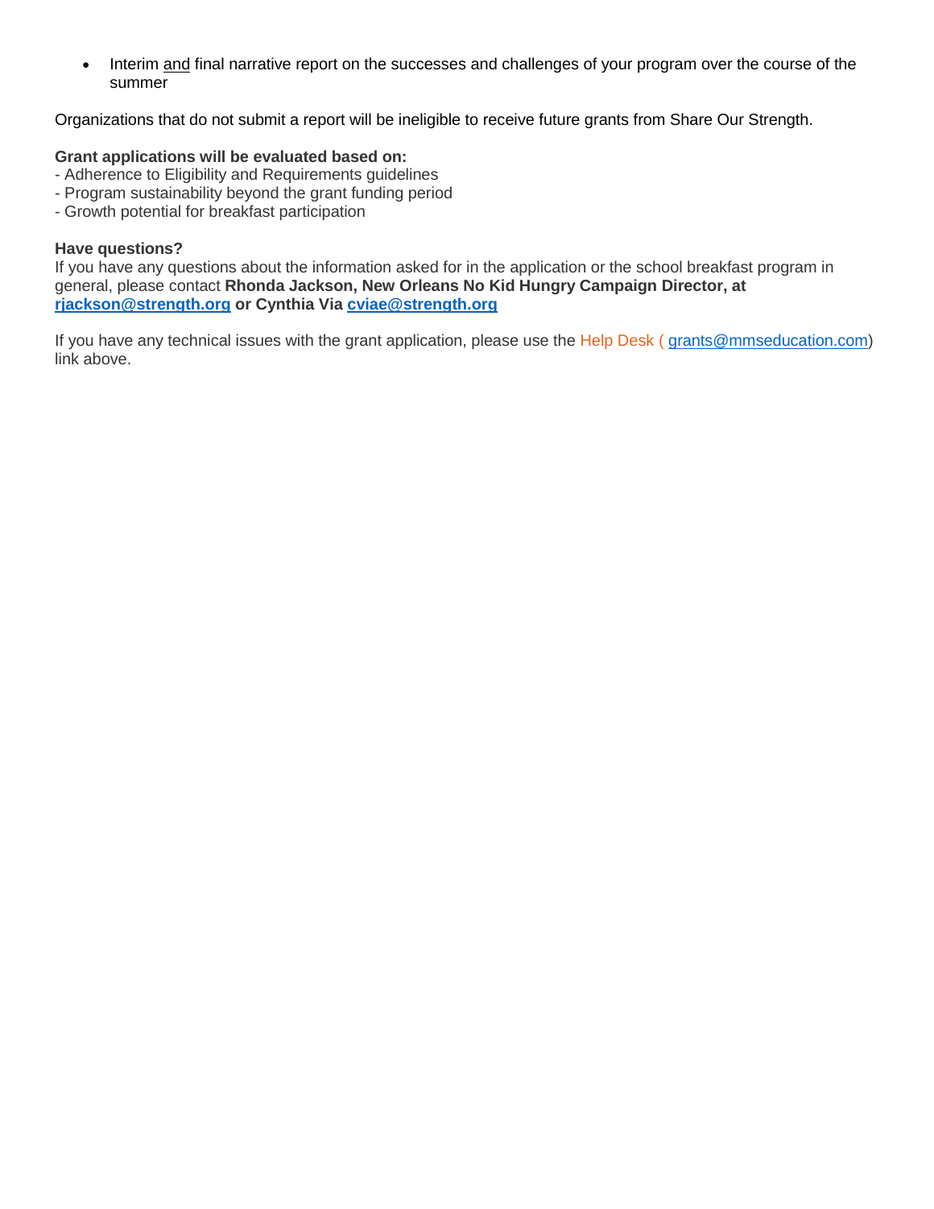- Interim <u>and</u> final narrative report on the successes and challenges of your program over the course of the summer

Organizations that do not submit a report will be ineligible to receive future grants from Share Our Strength.

**Grant applications will be evaluated based on:**
- Adherence to Eligibility and Requirements guidelines
- Program sustainability beyond the grant funding period
- Growth potential for breakfast participation

**Have questions?**
If you have any questions about the information asked for in the application or the school breakfast program in general, please contact **Rhonda Jackson, New Orleans No Kid Hungry Campaign Director, at [rjackson@strength.org](mailto:rjackson@strength.org) or Cynthia Via [cviae@strength.org](mailto:cviae@strength.org)**

If you have any technical issues with the grant application, please use the Help Desk ( [grants@mmseducation.com](mailto:grants@mmseducation.com)) link above.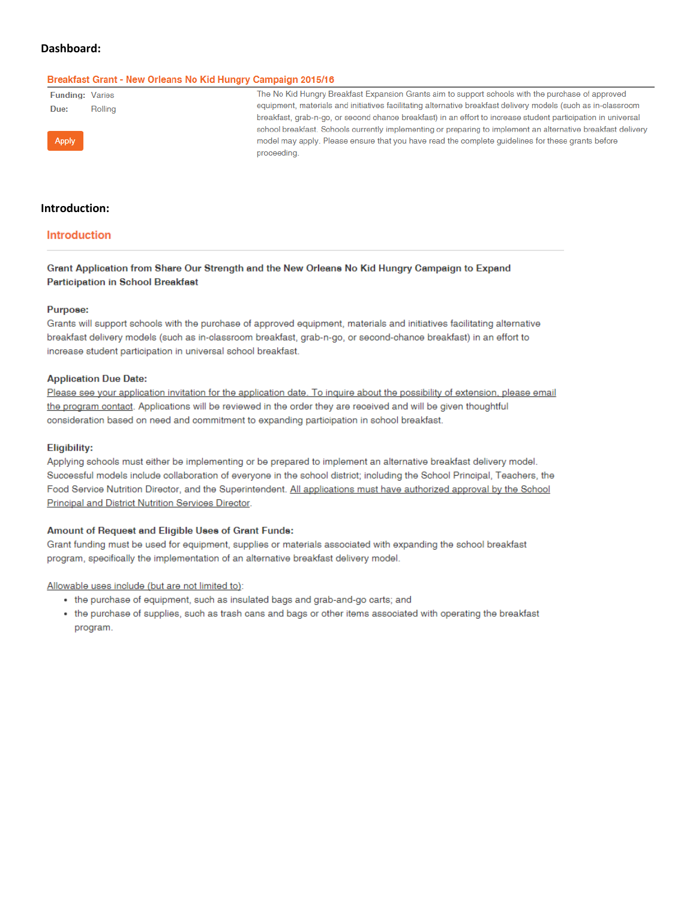**Dashboard:**

## Breakfast Grant - New Orleans No Kid Hungry Campaign 2015/16

**Funding:** Varies

**Due:** Rolling

Apply

The No Kid Hungry Breakfast Expansion Grants aim to support schools with the purchase of approved equipment, materials and initiatives facilitating alternative breakfast delivery models (such as in-classroom breakfast, grab-n-go, or second chance breakfast) in an effort to increase student participation in universal school breakfast. Schools currently implementing or preparing to implement an alternative breakfast delivery model may apply. Please ensure that you have read the complete guidelines for these grants before proceeding.

**Introduction:**

## Introduction

**Grant Application from Share Our Strength and the New Orleans No Kid Hungry Campaign to Expand Participation in School Breakfast**

**Purpose:**
Grants will support schools with the purchase of approved equipment, materials and initiatives facilitating alternative breakfast delivery models (such as in-classroom breakfast, grab-n-go, or second-chance breakfast) in an effort to increase student participation in universal school breakfast.

**Application Due Date:**
Please see your application invitation for the application date. To inquire about the possibility of extension, please email the program contact. Applications will be reviewed in the order they are received and will be given thoughtful consideration based on need and commitment to expanding participation in school breakfast.

**Eligibility:**
Applying schools must either be implementing or be prepared to implement an alternative breakfast delivery model. Successful models include collaboration of everyone in the school district; including the School Principal, Teachers, the Food Service Nutrition Director, and the Superintendent. All applications must have authorized approval by the School Principal and District Nutrition Services Director.

**Amount of Request and Eligible Uses of Grant Funds:**
Grant funding must be used for equipment, supplies or materials associated with expanding the school breakfast program, specifically the implementation of an alternative breakfast delivery model.

Allowable uses include (but are not limited to):

- the purchase of equipment, such as insulated bags and grab-and-go carts; and
- the purchase of supplies, such as trash cans and bags or other items associated with operating the breakfast program.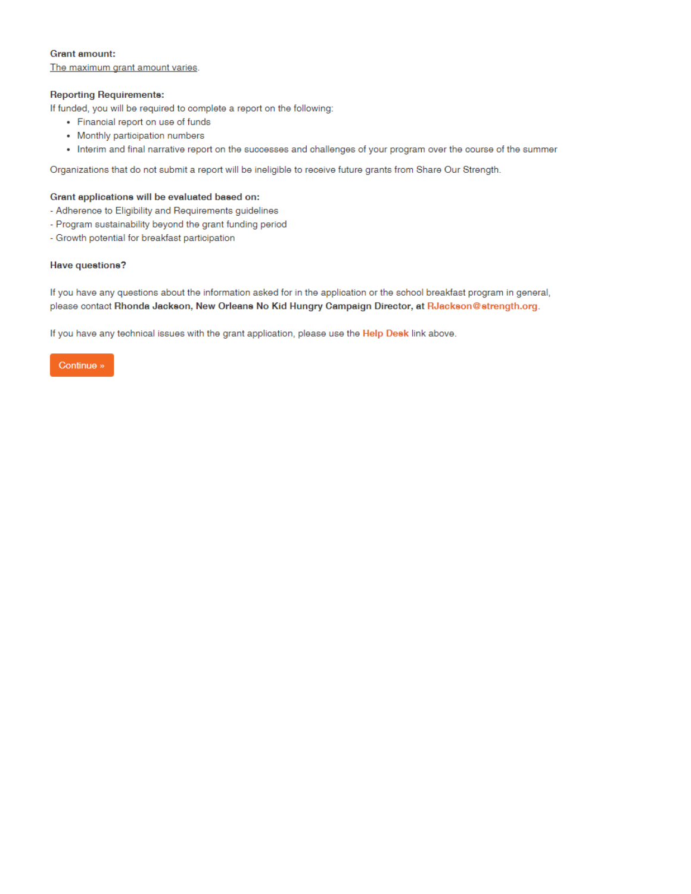**Grant amount:**
The maximum grant amount varies.

**Reporting Requirements:**
If funded, you will be required to complete a report on the following:

- Financial report on use of funds
- Monthly participation numbers
- Interim and final narrative report on the successes and challenges of your program over the course of the summer

Organizations that do not submit a report will be ineligible to receive future grants from Share Our Strength.

**Grant applications will be evaluated based on:**
- Adherence to Eligibility and Requirements guidelines
- Program sustainability beyond the grant funding period
- Growth potential for breakfast participation

**Have questions?**

If you have any questions about the information asked for in the application or the school breakfast program in general, please contact **Rhonda Jackson, New Orleans No Kid Hungry Campaign Director, at RJackson@strength.org**.

If you have any technical issues with the grant application, please use the **Help Desk** link above.

Continue »